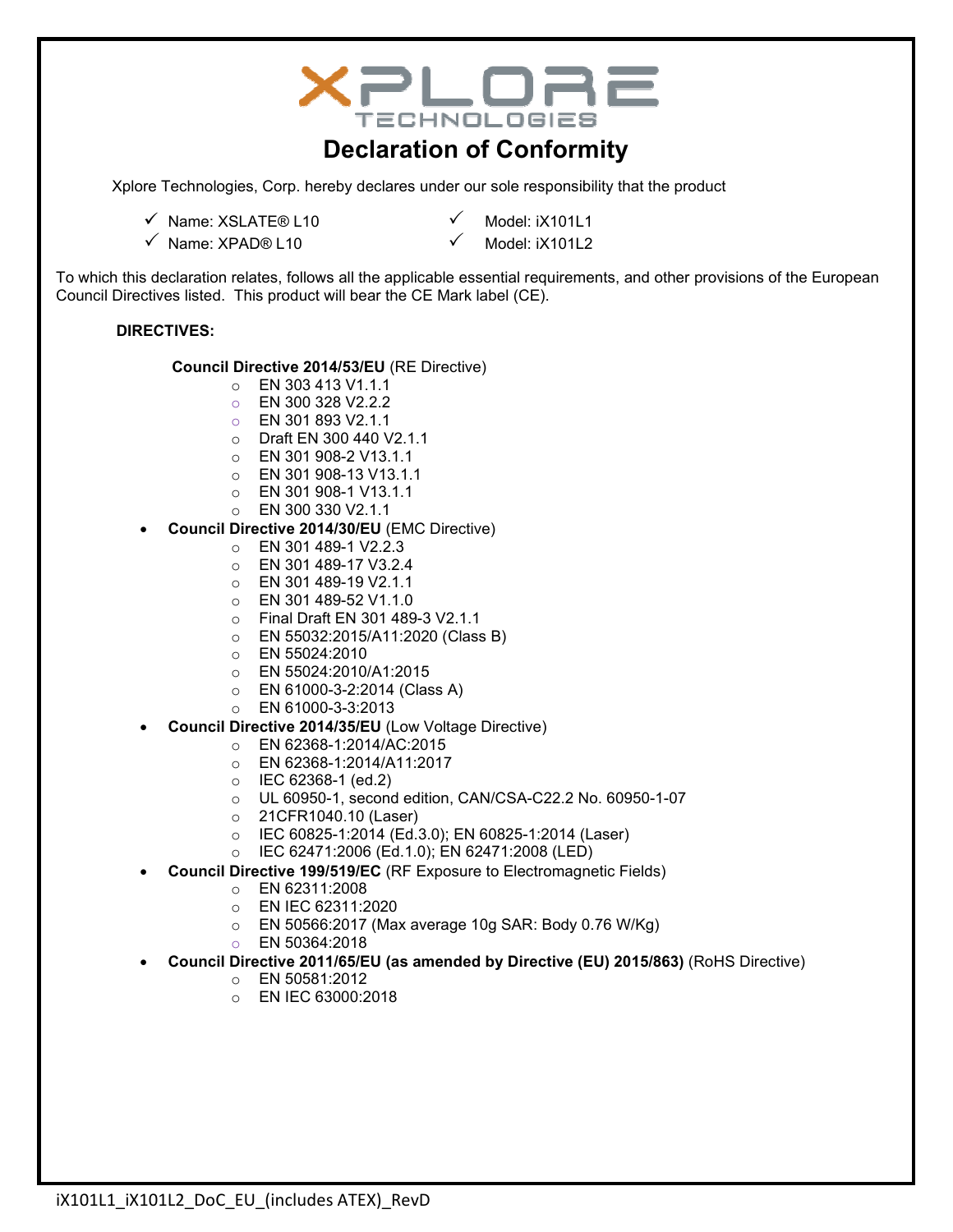XPLORE TECHNOLOGIES

# Declaration of Conformity

Xplore Technologies, Corp. hereby declares under our sole responsibility that the product

- ✓ Name: XSLATE® L10 ✓ Model: iX101L1
- ✓ Name: XPAD® L10 ✓ Model: iX101L2

To which this declaration relates, follows all the applicable essential requirements, and other provisions of the European Council Directives listed. This product will bear the CE Mark label (CE).

**DIRECTIVES:**

**Council Directive 2014/53/EU** (RE Directive)
  - EN 303 413 V1.1.1
  - EN 300 328 V2.2.2
  - EN 301 893 V2.1.1
  - Draft EN 300 440 V2.1.1
  - EN 301 908-2 V13.1.1
  - EN 301 908-13 V13.1.1
  - EN 301 908-1 V13.1.1
  - EN 300 330 V2.1.1

- **Council Directive 2014/30/EU** (EMC Directive)
  - EN 301 489-1 V2.2.3
  - EN 301 489-17 V3.2.4
  - EN 301 489-19 V2.1.1
  - EN 301 489-52 V1.1.0
  - Final Draft EN 301 489-3 V2.1.1
  - EN 55032:2015/A11:2020 (Class B)
  - EN 55024:2010
  - EN 55024:2010/A1:2015
  - EN 61000-3-2:2014 (Class A)
  - EN 61000-3-3:2013
- **Council Directive 2014/35/EU** (Low Voltage Directive)
  - EN 62368-1:2014/AC:2015
  - EN 62368-1:2014/A11:2017
  - IEC 62368-1 (ed.2)
  - UL 60950-1, second edition, CAN/CSA-C22.2 No. 60950-1-07
  - 21CFR1040.10 (Laser)
  - IEC 60825-1:2014 (Ed.3.0); EN 60825-1:2014 (Laser)
  - IEC 62471:2006 (Ed.1.0); EN 62471:2008 (LED)
- **Council Directive 199/519/EC** (RF Exposure to Electromagnetic Fields)
  - EN 62311:2008
  - EN IEC 62311:2020
  - EN 50566:2017 (Max average 10g SAR: Body 0.76 W/Kg)
  - EN 50364:2018
- **Council Directive 2011/65/EU (as amended by Directive (EU) 2015/863)** (RoHS Directive)
  - EN 50581:2012
  - EN IEC 63000:2018

iX101L1_iX101L2_DoC_EU_(includes ATEX)_RevD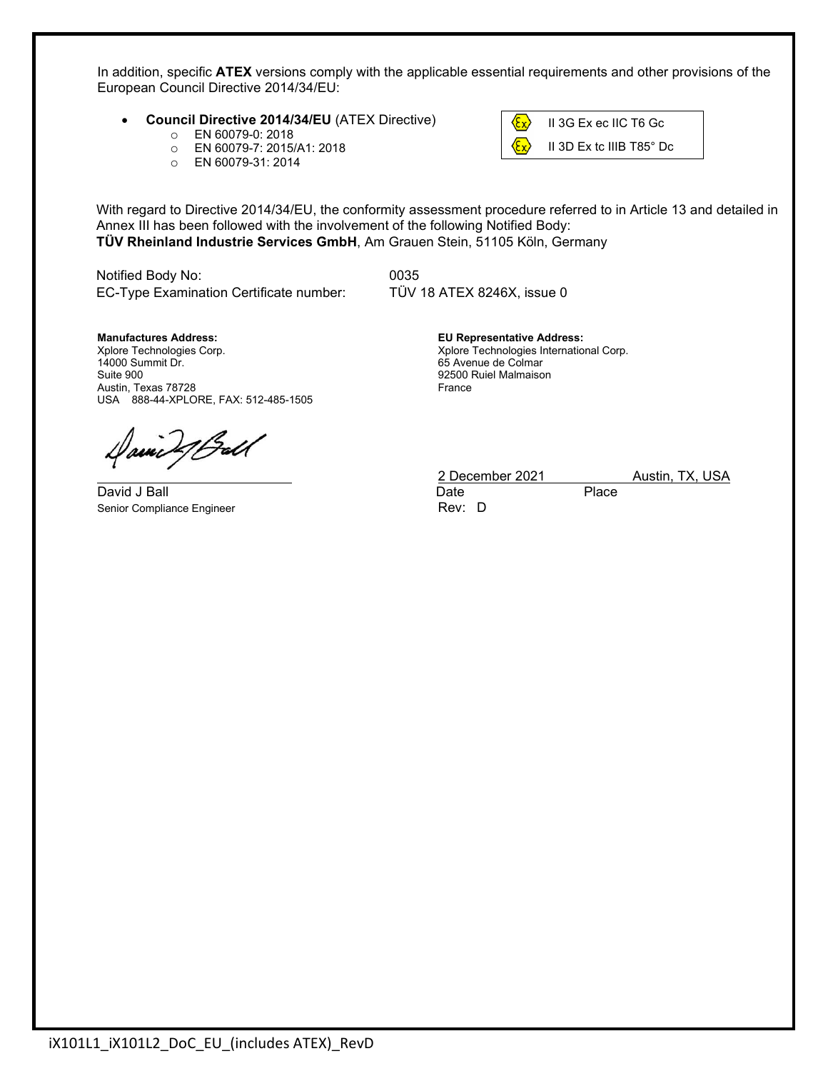In addition, specific **ATEX** versions comply with the applicable essential requirements and other provisions of the European Council Directive 2014/34/EU:

- **Council Directive 2014/34/EU** (ATEX Directive)
  - EN 60079-0: 2018
  - EN 60079-7: 2015/A1: 2018
  - EN 60079-31: 2014

| | |
|---|---|
| Ex | II 3G Ex ec IIC T6 Gc |
| Ex | II 3D Ex tc IIIB T85° Dc |

With regard to Directive 2014/34/EU, the conformity assessment procedure referred to in Article 13 and detailed in Annex III has been followed with the involvement of the following Notified Body:
**TÜV Rheinland Industrie Services GmbH**, Am Grauen Stein, 51105 Köln, Germany

Notified Body No: 0035
EC-Type Examination Certificate number: TÜV 18 ATEX 8246X, issue 0

**Manufactures Address:**
Xplore Technologies Corp.
14000 Summit Dr.
Suite 900
Austin, Texas 78728
USA 888-44-XPLORE, FAX: 512-485-1505

**EU Representative Address:**
Xplore Technologies International Corp.
65 Avenue de Colmar
92500 Ruiel Malmaison
France

David J Ball
Senior Compliance Engineer

2 December 2021 — Date
Austin, TX, USA — Place
Rev: D

iX101L1_iX101L2_DoC_EU_(includes ATEX)_RevD